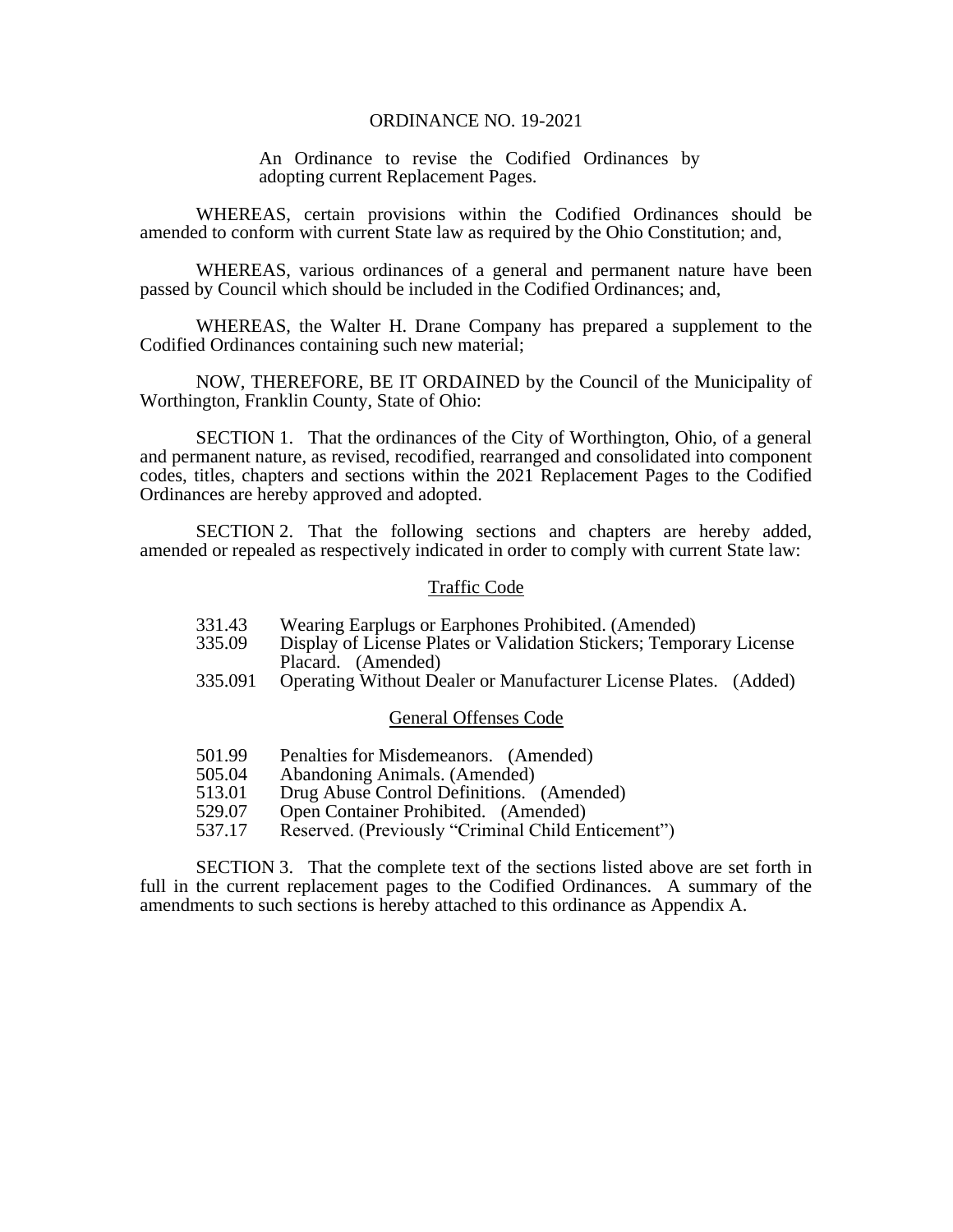# ORDINANCE NO. 19-2021

An Ordinance to revise the Codified Ordinances by adopting current Replacement Pages.

WHEREAS, certain provisions within the Codified Ordinances should be amended to conform with current State law as required by the Ohio Constitution; and,

WHEREAS, various ordinances of a general and permanent nature have been passed by Council which should be included in the Codified Ordinances; and,

WHEREAS, the Walter H. Drane Company has prepared a supplement to the Codified Ordinances containing such new material;

NOW, THEREFORE, BE IT ORDAINED by the Council of the Municipality of Worthington, Franklin County, State of Ohio:

SECTION 1. That the ordinances of the City of Worthington, Ohio, of a general and permanent nature, as revised, recodified, rearranged and consolidated into component codes, titles, chapters and sections within the 2021 Replacement Pages to the Codified Ordinances are hereby approved and adopted.

SECTION 2. That the following sections and chapters are hereby added, amended or repealed as respectively indicated in order to comply with current State law:

## Traffic Code

- 331.43 Wearing Earplugs or Earphones Prohibited. (Amended)
- 335.09 Display of License Plates or Validation Stickers; Temporary License Placard. (Amended)
- 335.091 Operating Without Dealer or Manufacturer License Plates. (Added)

## General Offenses Code

- 501.99 Penalties for Misdemeanors. (Amended)
- 505.04 Abandoning Animals. (Amended)
- 513.01 Drug Abuse Control Definitions. (Amended)
- 529.07 Open Container Prohibited. (Amended)
- 537.17 Reserved. (Previously "Criminal Child Enticement")

SECTION 3. That the complete text of the sections listed above are set forth in full in the current replacement pages to the Codified Ordinances. A summary of the amendments to such sections is hereby attached to this ordinance as Appendix A.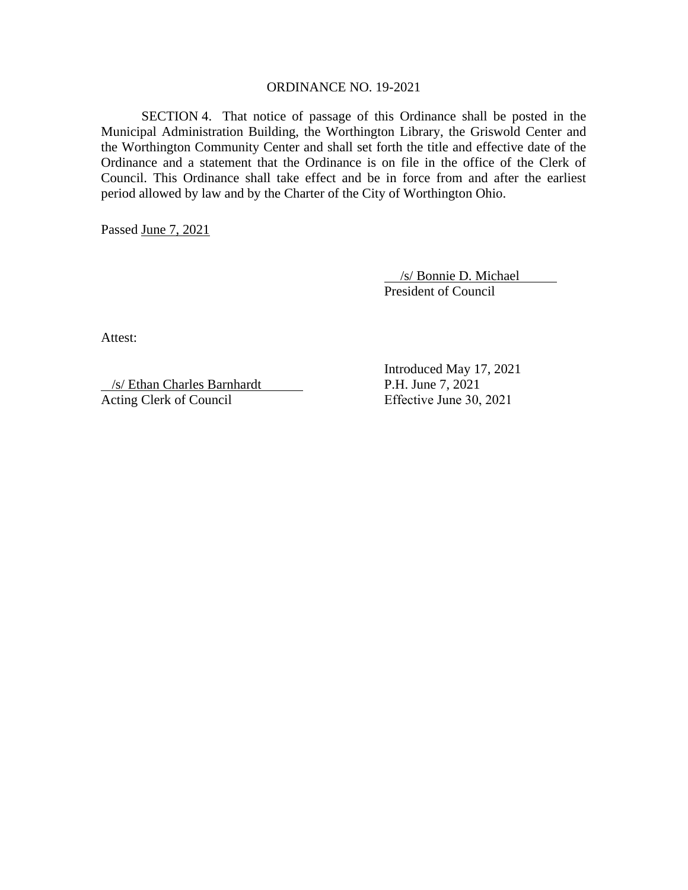ORDINANCE NO. 19-2021

SECTION 4. That notice of passage of this Ordinance shall be posted in the Municipal Administration Building, the Worthington Library, the Griswold Center and the Worthington Community Center and shall set forth the title and effective date of the Ordinance and a statement that the Ordinance is on file in the office of the Clerk of Council. This Ordinance shall take effect and be in force from and after the earliest period allowed by law and by the Charter of the City of Worthington Ohio.

Passed June 7, 2021

/s/ Bonnie D. Michael
President of Council

Attest:

/s/ Ethan Charles Barnhardt
Acting Clerk of Council

Introduced May 17, 2021
P.H. June 7, 2021
Effective June 30, 2021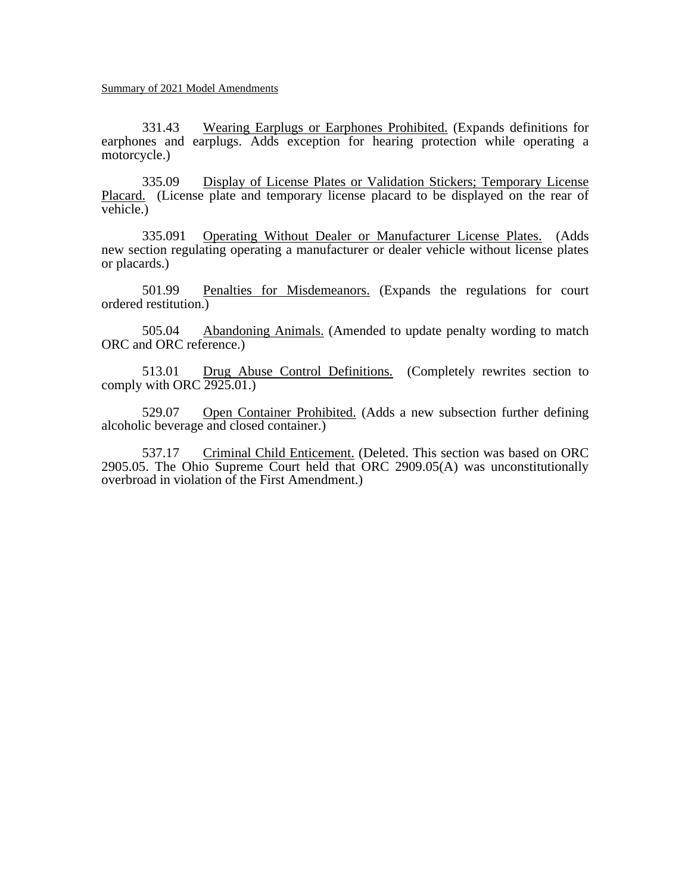331.43 Wearing Earplugs or Earphones Prohibited. (Expands definitions for earphones and earplugs. Adds exception for hearing protection while operating a motorcycle.)

335.09 Display of License Plates or Validation Stickers; Temporary License Placard. (License plate and temporary license placard to be displayed on the rear of vehicle.)

335.091 Operating Without Dealer or Manufacturer License Plates. (Adds new section regulating operating a manufacturer or dealer vehicle without license plates or placards.)

501.99 Penalties for Misdemeanors. (Expands the regulations for court ordered restitution.)

505.04 Abandoning Animals. (Amended to update penalty wording to match ORC and ORC reference.)

513.01 Drug Abuse Control Definitions. (Completely rewrites section to comply with ORC 2925.01.)

529.07 Open Container Prohibited. (Adds a new subsection further defining alcoholic beverage and closed container.)

537.17 Criminal Child Enticement. (Deleted. This section was based on ORC 2905.05. The Ohio Supreme Court held that ORC 2909.05(A) was unconstitutionally overbroad in violation of the First Amendment.)